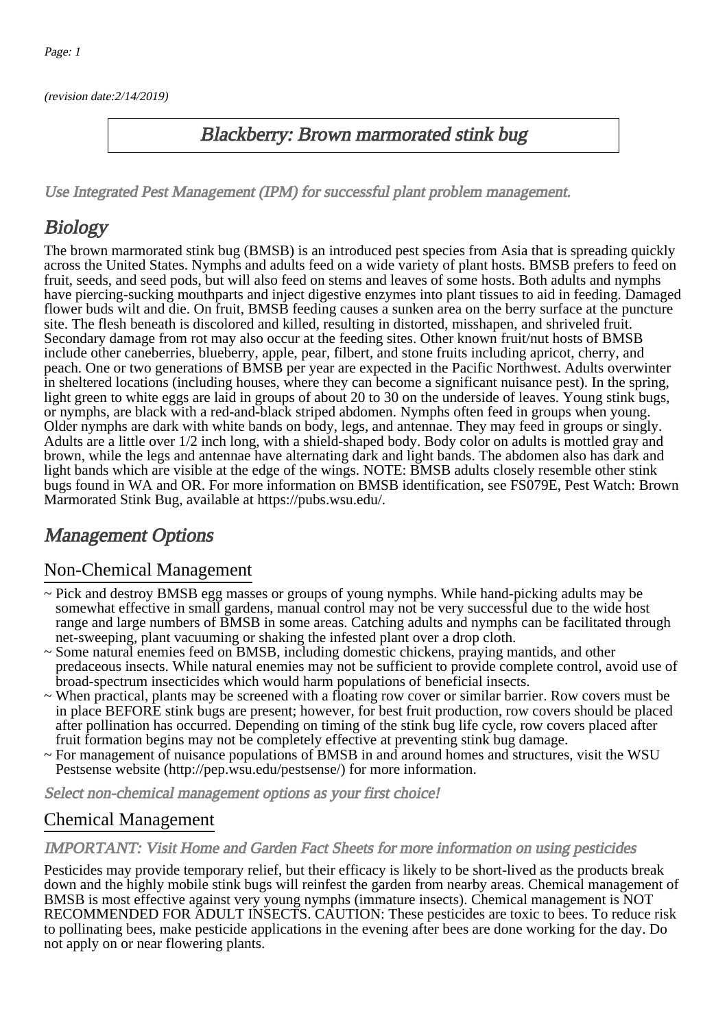(revision date:2/14/2019)

# Blackberry: Brown marmorated stink bug

*Use Integrated Pest Management (IPM) for successful plant problem management.*

## Biology

The brown marmorated stink bug (BMSB) is an introduced pest species from Asia that is spreading quickly across the United States. Nymphs and adults feed on a wide variety of plant hosts. BMSB prefers to feed on fruit, seeds, and seed pods, but will also feed on stems and leaves of some hosts. Both adults and nymphs have piercing-sucking mouthparts and inject digestive enzymes into plant tissues to aid in feeding. Damaged flower buds wilt and die. On fruit, BMSB feeding causes a sunken area on the berry surface at the puncture site. The flesh beneath is discolored and killed, resulting in distorted, misshapen, and shriveled fruit. Secondary damage from rot may also occur at the feeding sites. Other known fruit/nut hosts of BMSB include other caneberries, blueberry, apple, pear, filbert, and stone fruits including apricot, cherry, and peach. One or two generations of BMSB per year are expected in the Pacific Northwest. Adults overwinter in sheltered locations (including houses, where they can become a significant nuisance pest). In the spring, light green to white eggs are laid in groups of about 20 to 30 on the underside of leaves. Young stink bugs, or nymphs, are black with a red-and-black striped abdomen. Nymphs often feed in groups when young. Older nymphs are dark with white bands on body, legs, and antennae. They may feed in groups or singly. Adults are a little over 1/2 inch long, with a shield-shaped body. Body color on adults is mottled gray and brown, while the legs and antennae have alternating dark and light bands. The abdomen also has dark and light bands which are visible at the edge of the wings. NOTE: BMSB adults closely resemble other stink bugs found in WA and OR. For more information on BMSB identification, see FS079E, Pest Watch: Brown Marmorated Stink Bug, available at https://pubs.wsu.edu/.

## Management Options

### Non-Chemical Management

~ Pick and destroy BMSB egg masses or groups of young nymphs. While hand-picking adults may be somewhat effective in small gardens, manual control may not be very successful due to the wide host range and large numbers of BMSB in some areas. Catching adults and nymphs can be facilitated through net-sweeping, plant vacuuming or shaking the infested plant over a drop cloth.
~ Some natural enemies feed on BMSB, including domestic chickens, praying mantids, and other predaceous insects. While natural enemies may not be sufficient to provide complete control, avoid use of broad-spectrum insecticides which would harm populations of beneficial insects.
~ When practical, plants may be screened with a floating row cover or similar barrier. Row covers must be in place BEFORE stink bugs are present; however, for best fruit production, row covers should be placed after pollination has occurred. Depending on timing of the stink bug life cycle, row covers placed after fruit formation begins may not be completely effective at preventing stink bug damage.
~ For management of nuisance populations of BMSB in and around homes and structures, visit the WSU Pestsense website (http://pep.wsu.edu/pestsense/) for more information.

*Select non-chemical management options as your first choice!*

### Chemical Management

*IMPORTANT: Visit Home and Garden Fact Sheets for more information on using pesticides*

Pesticides may provide temporary relief, but their efficacy is likely to be short-lived as the products break down and the highly mobile stink bugs will reinfest the garden from nearby areas. Chemical management of BMSB is most effective against very young nymphs (immature insects). Chemical management is NOT RECOMMENDED FOR ADULT INSECTS. CAUTION: These pesticides are toxic to bees. To reduce risk to pollinating bees, make pesticide applications in the evening after bees are done working for the day. Do not apply on or near flowering plants.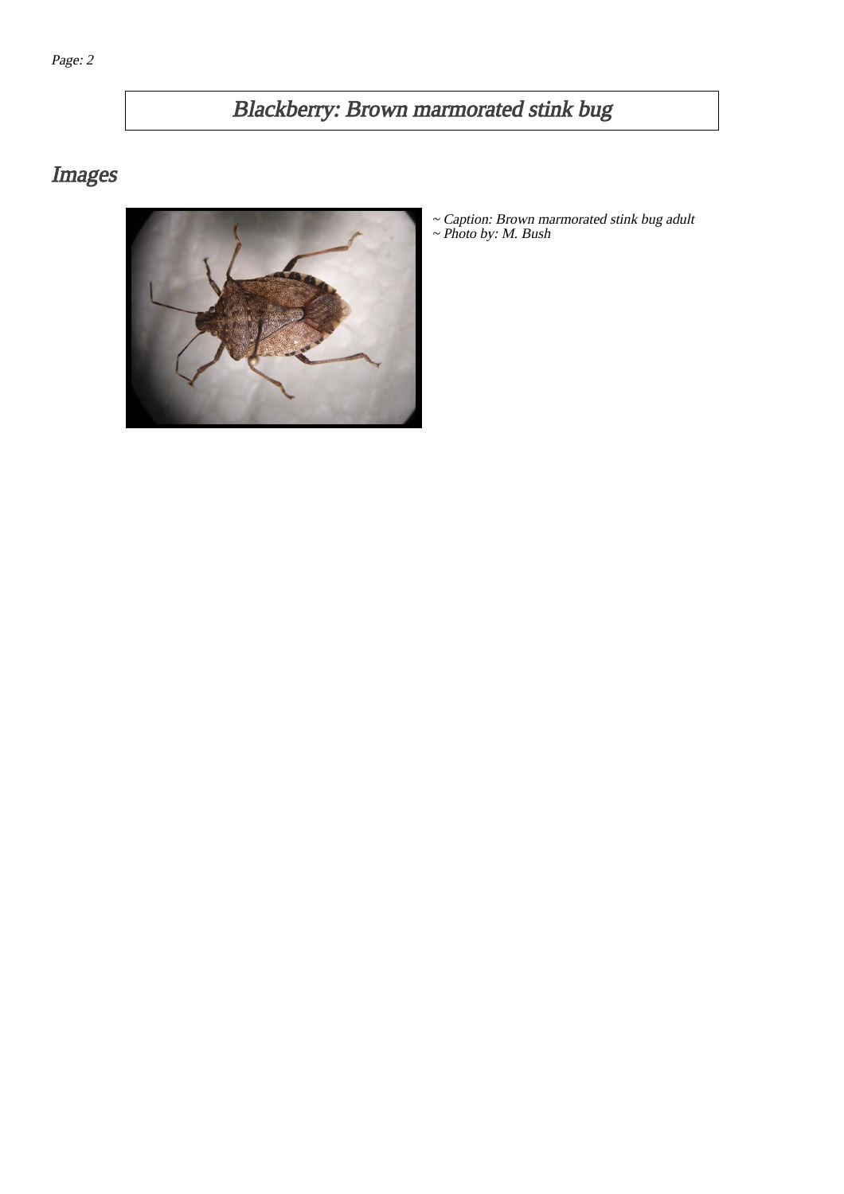# Blackberry: Brown marmorated stink bug

## Images

~ Caption: Brown marmorated stink bug adult
~ Photo by: M. Bush